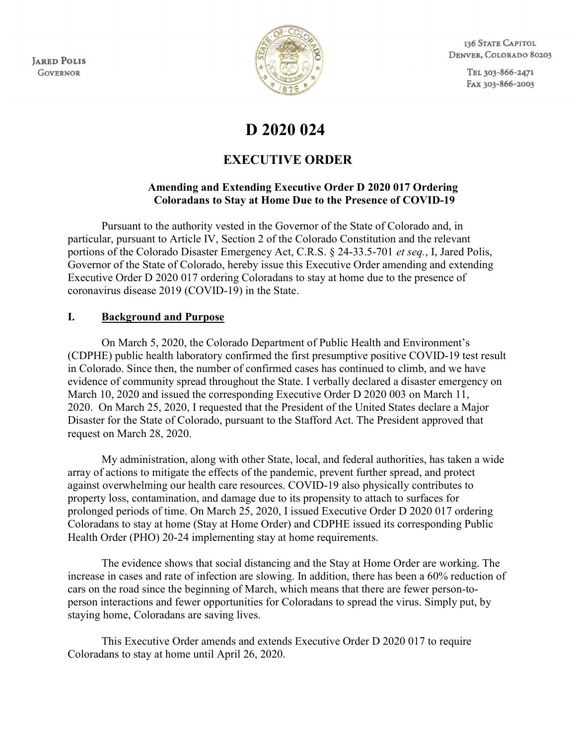JARED POLIS
GOVERNOR

136 STATE CAPITOL
DENVER, COLORADO 80203

TEL 303-866-2471
FAX 303-866-2003

# D 2020 024

## EXECUTIVE ORDER

### Amending and Extending Executive Order D 2020 017 Ordering Coloradans to Stay at Home Due to the Presence of COVID-19

Pursuant to the authority vested in the Governor of the State of Colorado and, in particular, pursuant to Article IV, Section 2 of the Colorado Constitution and the relevant portions of the Colorado Disaster Emergency Act, C.R.S. § 24-33.5-701 *et seq.*, I, Jared Polis, Governor of the State of Colorado, hereby issue this Executive Order amending and extending Executive Order D 2020 017 ordering Coloradans to stay at home due to the presence of coronavirus disease 2019 (COVID-19) in the State.

## I. Background and Purpose

On March 5, 2020, the Colorado Department of Public Health and Environment's (CDPHE) public health laboratory confirmed the first presumptive positive COVID-19 test result in Colorado. Since then, the number of confirmed cases has continued to climb, and we have evidence of community spread throughout the State. I verbally declared a disaster emergency on March 10, 2020 and issued the corresponding Executive Order D 2020 003 on March 11, 2020. On March 25, 2020, I requested that the President of the United States declare a Major Disaster for the State of Colorado, pursuant to the Stafford Act. The President approved that request on March 28, 2020.

My administration, along with other State, local, and federal authorities, has taken a wide array of actions to mitigate the effects of the pandemic, prevent further spread, and protect against overwhelming our health care resources. COVID-19 also physically contributes to property loss, contamination, and damage due to its propensity to attach to surfaces for prolonged periods of time. On March 25, 2020, I issued Executive Order D 2020 017 ordering Coloradans to stay at home (Stay at Home Order) and CDPHE issued its corresponding Public Health Order (PHO) 20-24 implementing stay at home requirements.

The evidence shows that social distancing and the Stay at Home Order are working. The increase in cases and rate of infection are slowing. In addition, there has been a 60% reduction of cars on the road since the beginning of March, which means that there are fewer person-to-person interactions and fewer opportunities for Coloradans to spread the virus. Simply put, by staying home, Coloradans are saving lives.

This Executive Order amends and extends Executive Order D 2020 017 to require Coloradans to stay at home until April 26, 2020.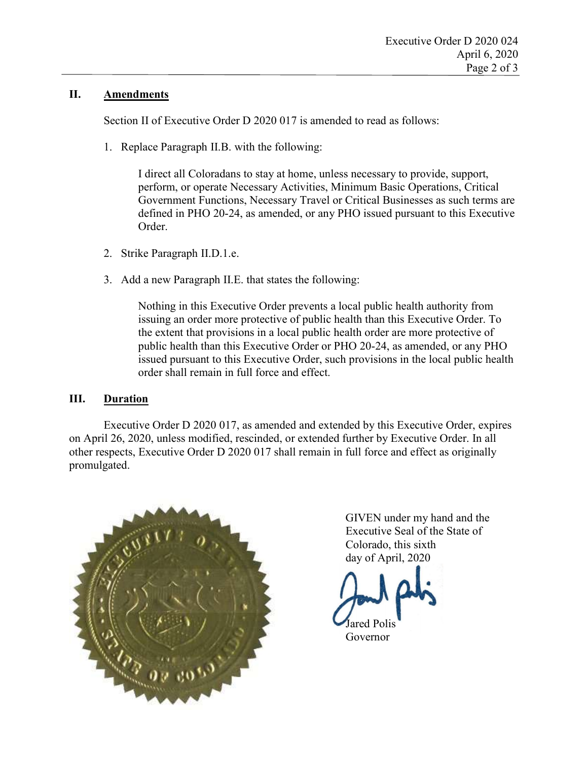## II. Amendments

Section II of Executive Order D 2020 017 is amended to read as follows:

1. Replace Paragraph II.B. with the following:

   I direct all Coloradans to stay at home, unless necessary to provide, support, perform, or operate Necessary Activities, Minimum Basic Operations, Critical Government Functions, Necessary Travel or Critical Businesses as such terms are defined in PHO 20-24, as amended, or any PHO issued pursuant to this Executive Order.

2. Strike Paragraph II.D.1.e.

3. Add a new Paragraph II.E. that states the following:

   Nothing in this Executive Order prevents a local public health authority from issuing an order more protective of public health than this Executive Order. To the extent that provisions in a local public health order are more protective of public health than this Executive Order or PHO 20-24, as amended, or any PHO issued pursuant to this Executive Order, such provisions in the local public health order shall remain in full force and effect.

## III. Duration

Executive Order D 2020 017, as amended and extended by this Executive Order, expires on April 26, 2020, unless modified, rescinded, or extended further by Executive Order. In all other respects, Executive Order D 2020 017 shall remain in full force and effect as originally promulgated.

GIVEN under my hand and the Executive Seal of the State of Colorado, this sixth day of April, 2020

Jared Polis
Governor